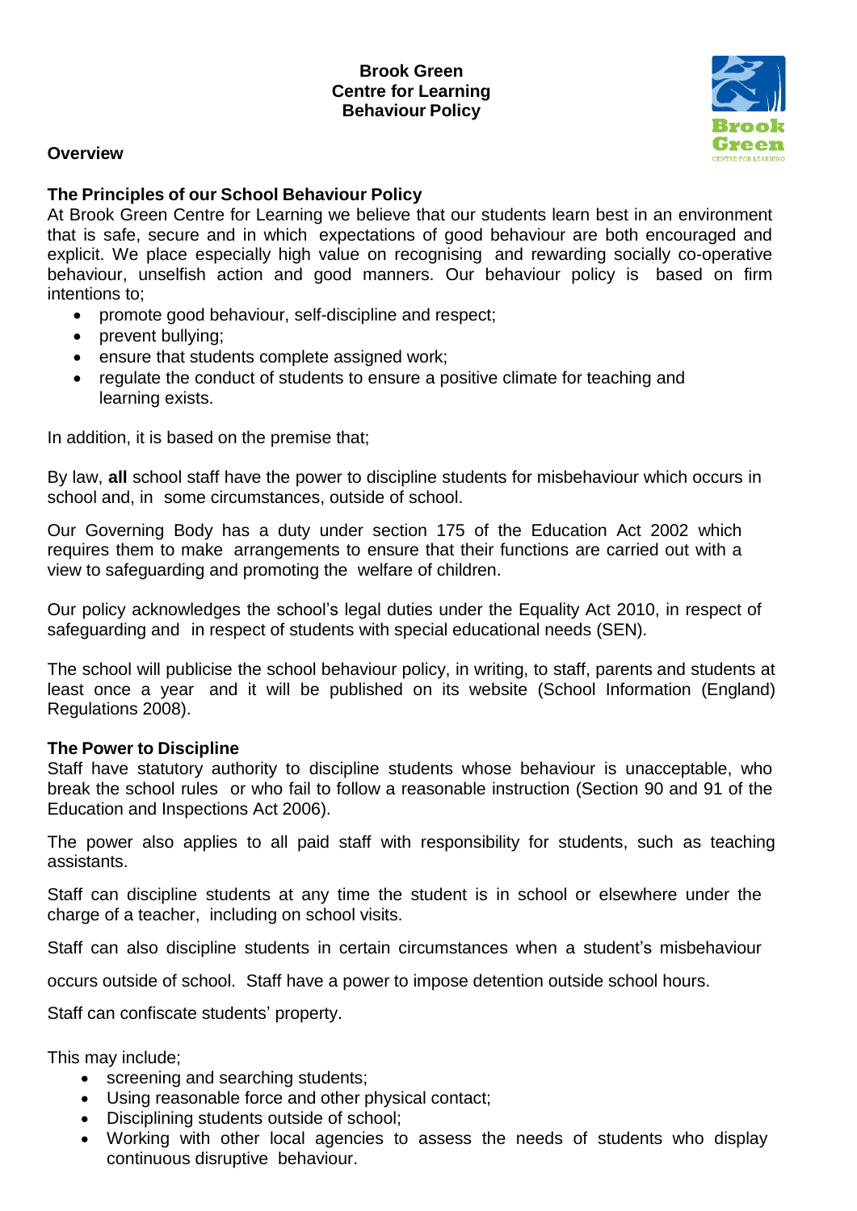# Brook Green
# Centre for Learning
# Behaviour Policy

## Overview

### The Principles of our School Behaviour Policy

At Brook Green Centre for Learning we believe that our students learn best in an environment that is safe, secure and in which expectations of good behaviour are both encouraged and explicit. We place especially high value on recognising and rewarding socially co-operative behaviour, unselfish action and good manners. Our behaviour policy is based on firm intentions to;

- promote good behaviour, self-discipline and respect;
- prevent bullying;
- ensure that students complete assigned work;
- regulate the conduct of students to ensure a positive climate for teaching and learning exists.

In addition, it is based on the premise that;

By law, **all** school staff have the power to discipline students for misbehaviour which occurs in school and, in some circumstances, outside of school.

Our Governing Body has a duty under section 175 of the Education Act 2002 which requires them to make arrangements to ensure that their functions are carried out with a view to safeguarding and promoting the welfare of children.

Our policy acknowledges the school's legal duties under the Equality Act 2010, in respect of safeguarding and in respect of students with special educational needs (SEN).

The school will publicise the school behaviour policy, in writing, to staff, parents and students at least once a year and it will be published on its website (School Information (England) Regulations 2008).

### The Power to Discipline

Staff have statutory authority to discipline students whose behaviour is unacceptable, who break the school rules or who fail to follow a reasonable instruction (Section 90 and 91 of the Education and Inspections Act 2006).

The power also applies to all paid staff with responsibility for students, such as teaching assistants.

Staff can discipline students at any time the student is in school or elsewhere under the charge of a teacher, including on school visits.

Staff can also discipline students in certain circumstances when a student's misbehaviour

occurs outside of school. Staff have a power to impose detention outside school hours.

Staff can confiscate students' property.

This may include;

- screening and searching students;
- Using reasonable force and other physical contact;
- Disciplining students outside of school;
- Working with other local agencies to assess the needs of students who display continuous disruptive behaviour.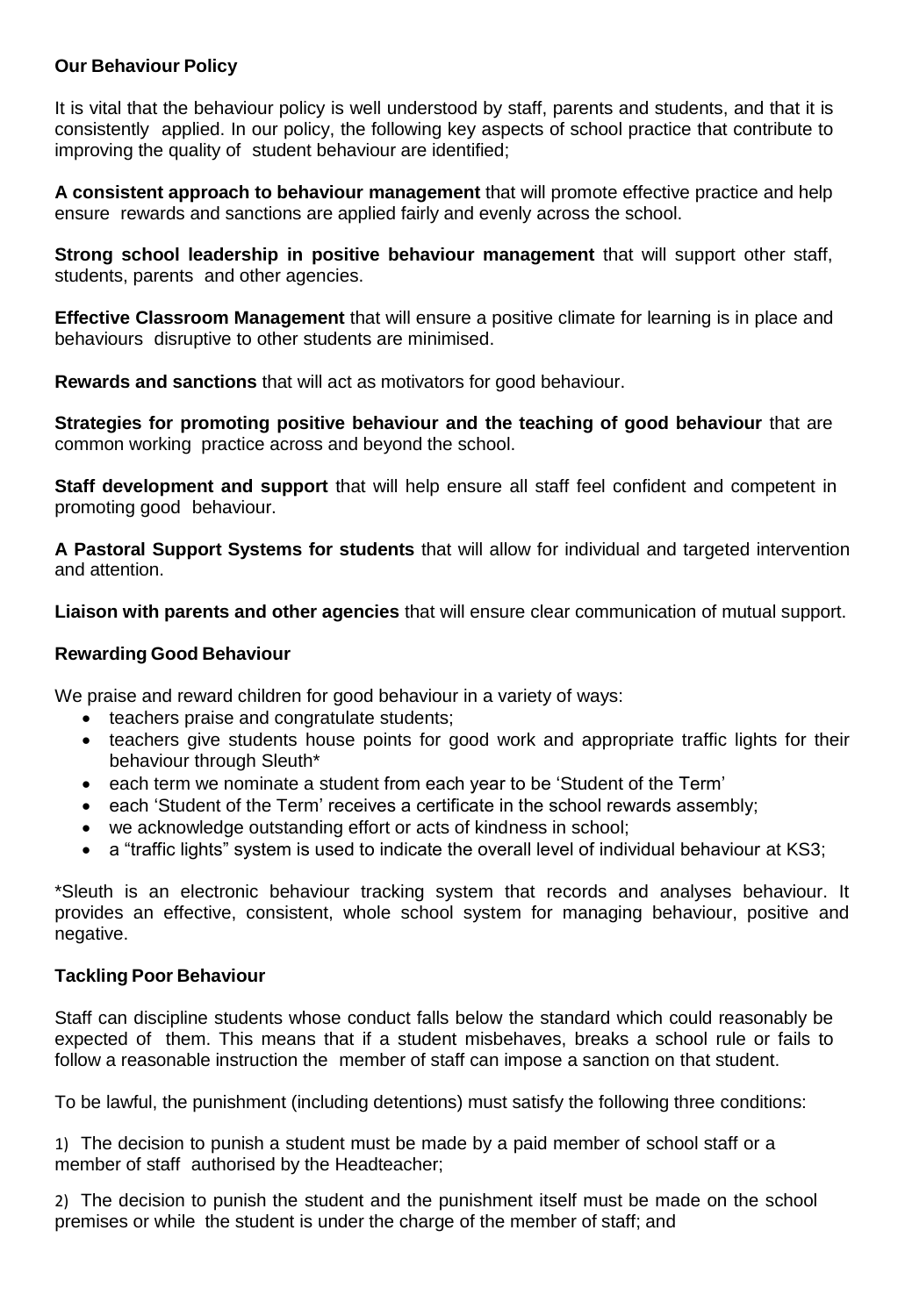## Our Behaviour Policy

It is vital that the behaviour policy is well understood by staff, parents and students, and that it is consistently applied. In our policy, the following key aspects of school practice that contribute to improving the quality of student behaviour are identified;

**A consistent approach to behaviour management** that will promote effective practice and help ensure rewards and sanctions are applied fairly and evenly across the school.

**Strong school leadership in positive behaviour management** that will support other staff, students, parents and other agencies.

**Effective Classroom Management** that will ensure a positive climate for learning is in place and behaviours disruptive to other students are minimised.

**Rewards and sanctions** that will act as motivators for good behaviour.

**Strategies for promoting positive behaviour and the teaching of good behaviour** that are common working practice across and beyond the school.

**Staff development and support** that will help ensure all staff feel confident and competent in promoting good behaviour.

**A Pastoral Support Systems for students** that will allow for individual and targeted intervention and attention.

**Liaison with parents and other agencies** that will ensure clear communication of mutual support.

## Rewarding Good Behaviour

We praise and reward children for good behaviour in a variety of ways:

- teachers praise and congratulate students;
- teachers give students house points for good work and appropriate traffic lights for their behaviour through Sleuth*
- each term we nominate a student from each year to be 'Student of the Term'
- each 'Student of the Term' receives a certificate in the school rewards assembly;
- we acknowledge outstanding effort or acts of kindness in school;
- a "traffic lights" system is used to indicate the overall level of individual behaviour at KS3;

*Sleuth is an electronic behaviour tracking system that records and analyses behaviour. It provides an effective, consistent, whole school system for managing behaviour, positive and negative.

## Tackling Poor Behaviour

Staff can discipline students whose conduct falls below the standard which could reasonably be expected of them. This means that if a student misbehaves, breaks a school rule or fails to follow a reasonable instruction the member of staff can impose a sanction on that student.

To be lawful, the punishment (including detentions) must satisfy the following three conditions:

1) The decision to punish a student must be made by a paid member of school staff or a member of staff authorised by the Headteacher;

2) The decision to punish the student and the punishment itself must be made on the school premises or while the student is under the charge of the member of staff; and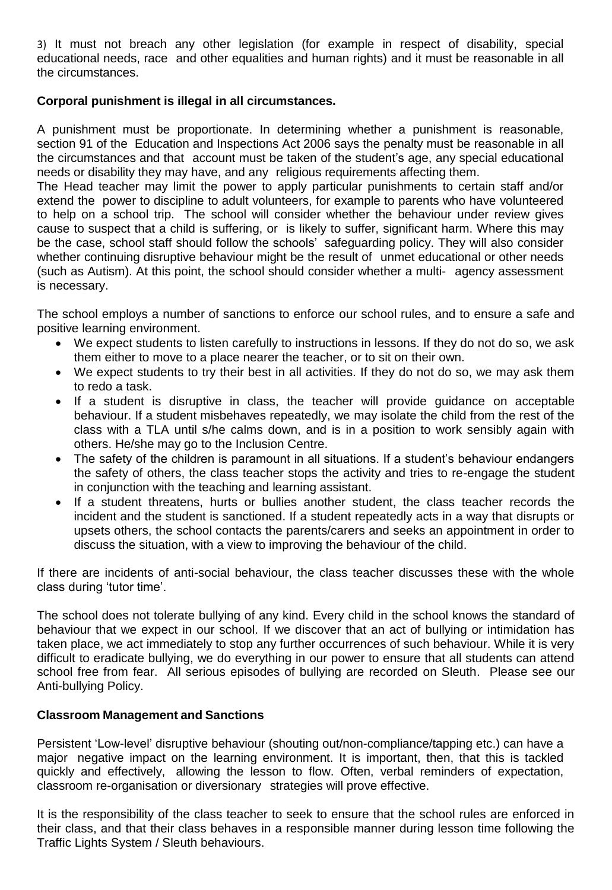3) It must not breach any other legislation (for example in respect of disability, special educational needs, race and other equalities and human rights) and it must be reasonable in all the circumstances.

**Corporal punishment is illegal in all circumstances.**

A punishment must be proportionate. In determining whether a punishment is reasonable, section 91 of the Education and Inspections Act 2006 says the penalty must be reasonable in all the circumstances and that account must be taken of the student's age, any special educational needs or disability they may have, and any religious requirements affecting them.
The Head teacher may limit the power to apply particular punishments to certain staff and/or extend the power to discipline to adult volunteers, for example to parents who have volunteered to help on a school trip. The school will consider whether the behaviour under review gives cause to suspect that a child is suffering, or is likely to suffer, significant harm. Where this may be the case, school staff should follow the schools' safeguarding policy. They will also consider whether continuing disruptive behaviour might be the result of unmet educational or other needs (such as Autism). At this point, the school should consider whether a multi- agency assessment is necessary.

The school employs a number of sanctions to enforce our school rules, and to ensure a safe and positive learning environment.

- We expect students to listen carefully to instructions in lessons. If they do not do so, we ask them either to move to a place nearer the teacher, or to sit on their own.
- We expect students to try their best in all activities. If they do not do so, we may ask them to redo a task.
- If a student is disruptive in class, the teacher will provide guidance on acceptable behaviour. If a student misbehaves repeatedly, we may isolate the child from the rest of the class with a TLA until s/he calms down, and is in a position to work sensibly again with others. He/she may go to the Inclusion Centre.
- The safety of the children is paramount in all situations. If a student's behaviour endangers the safety of others, the class teacher stops the activity and tries to re-engage the student in conjunction with the teaching and learning assistant.
- If a student threatens, hurts or bullies another student, the class teacher records the incident and the student is sanctioned. If a student repeatedly acts in a way that disrupts or upsets others, the school contacts the parents/carers and seeks an appointment in order to discuss the situation, with a view to improving the behaviour of the child.

If there are incidents of anti-social behaviour, the class teacher discusses these with the whole class during 'tutor time'.

The school does not tolerate bullying of any kind. Every child in the school knows the standard of behaviour that we expect in our school. If we discover that an act of bullying or intimidation has taken place, we act immediately to stop any further occurrences of such behaviour. While it is very difficult to eradicate bullying, we do everything in our power to ensure that all students can attend school free from fear. All serious episodes of bullying are recorded on Sleuth. Please see our Anti-bullying Policy.

**Classroom Management and Sanctions**

Persistent 'Low-level' disruptive behaviour (shouting out/non-compliance/tapping etc.) can have a major negative impact on the learning environment. It is important, then, that this is tackled quickly and effectively, allowing the lesson to flow. Often, verbal reminders of expectation, classroom re-organisation or diversionary strategies will prove effective.

It is the responsibility of the class teacher to seek to ensure that the school rules are enforced in their class, and that their class behaves in a responsible manner during lesson time following the Traffic Lights System / Sleuth behaviours.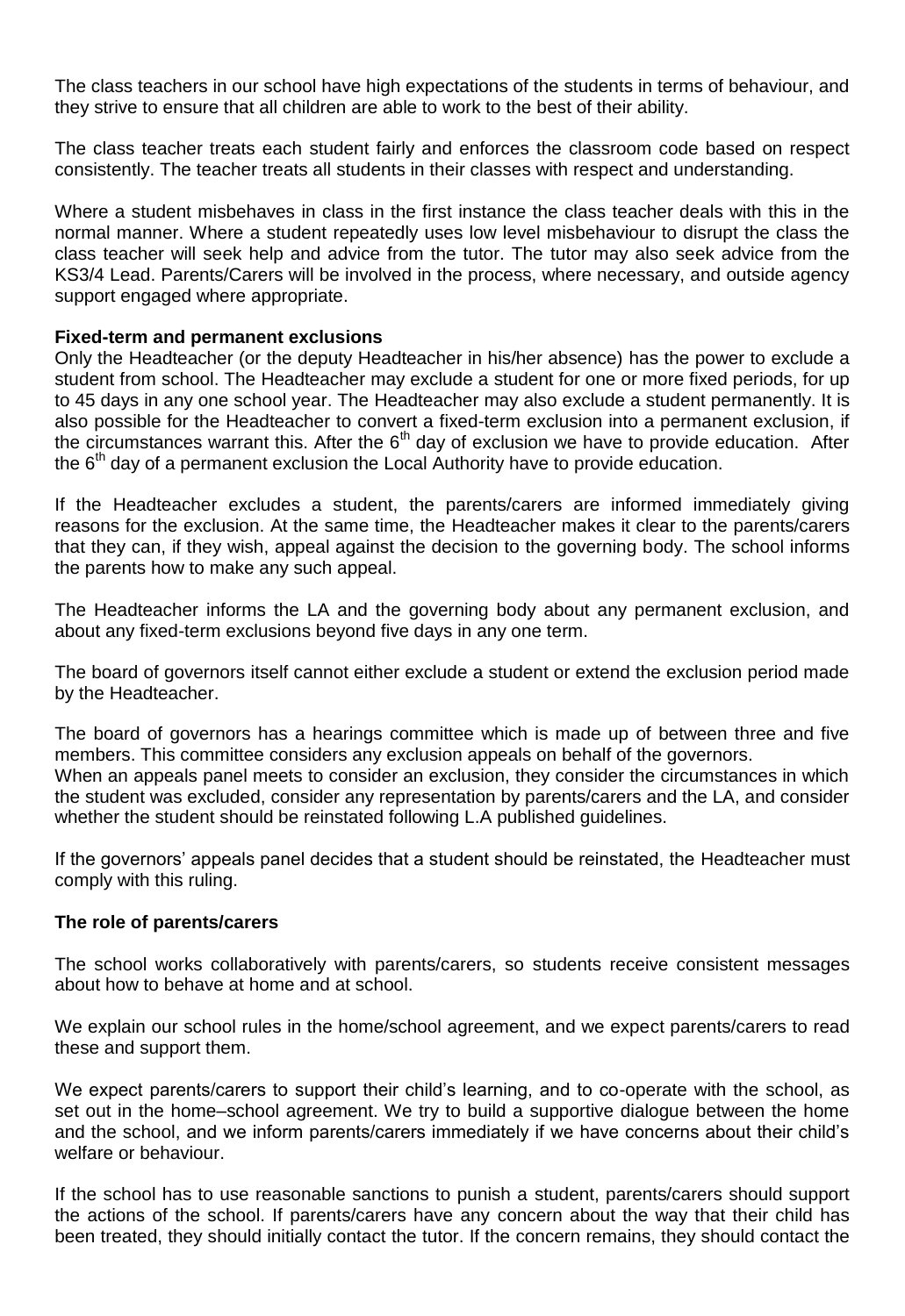The class teachers in our school have high expectations of the students in terms of behaviour, and they strive to ensure that all children are able to work to the best of their ability.

The class teacher treats each student fairly and enforces the classroom code based on respect consistently. The teacher treats all students in their classes with respect and understanding.

Where a student misbehaves in class in the first instance the class teacher deals with this in the normal manner. Where a student repeatedly uses low level misbehaviour to disrupt the class the class teacher will seek help and advice from the tutor. The tutor may also seek advice from the KS3/4 Lead. Parents/Carers will be involved in the process, where necessary, and outside agency support engaged where appropriate.

**Fixed-term and permanent exclusions**

Only the Headteacher (or the deputy Headteacher in his/her absence) has the power to exclude a student from school. The Headteacher may exclude a student for one or more fixed periods, for up to 45 days in any one school year. The Headteacher may also exclude a student permanently. It is also possible for the Headteacher to convert a fixed-term exclusion into a permanent exclusion, if the circumstances warrant this. After the 6th day of exclusion we have to provide education. After the 6th day of a permanent exclusion the Local Authority have to provide education.

If the Headteacher excludes a student, the parents/carers are informed immediately giving reasons for the exclusion. At the same time, the Headteacher makes it clear to the parents/carers that they can, if they wish, appeal against the decision to the governing body. The school informs the parents how to make any such appeal.

The Headteacher informs the LA and the governing body about any permanent exclusion, and about any fixed-term exclusions beyond five days in any one term.

The board of governors itself cannot either exclude a student or extend the exclusion period made by the Headteacher.

The board of governors has a hearings committee which is made up of between three and five members. This committee considers any exclusion appeals on behalf of the governors.
When an appeals panel meets to consider an exclusion, they consider the circumstances in which the student was excluded, consider any representation by parents/carers and the LA, and consider whether the student should be reinstated following L.A published guidelines.

If the governors' appeals panel decides that a student should be reinstated, the Headteacher must comply with this ruling.

**The role of parents/carers**

The school works collaboratively with parents/carers, so students receive consistent messages about how to behave at home and at school.

We explain our school rules in the home/school agreement, and we expect parents/carers to read these and support them.

We expect parents/carers to support their child's learning, and to co-operate with the school, as set out in the home–school agreement. We try to build a supportive dialogue between the home and the school, and we inform parents/carers immediately if we have concerns about their child's welfare or behaviour.

If the school has to use reasonable sanctions to punish a student, parents/carers should support the actions of the school. If parents/carers have any concern about the way that their child has been treated, they should initially contact the tutor. If the concern remains, they should contact the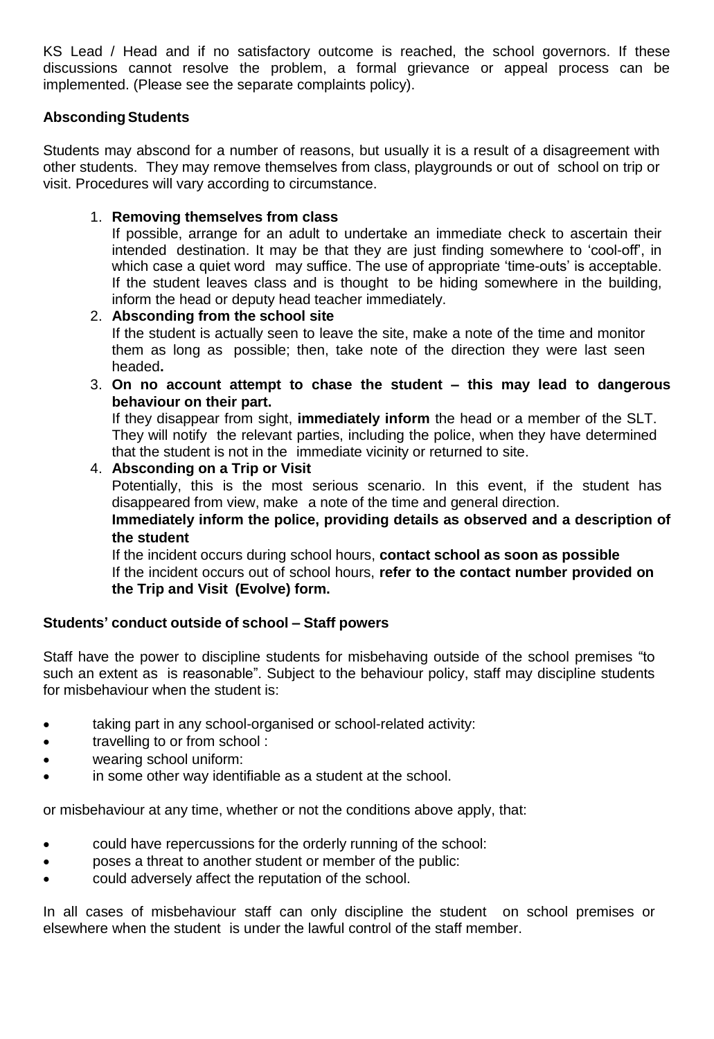KS Lead / Head and if no satisfactory outcome is reached, the school governors. If these discussions cannot resolve the problem, a formal grievance or appeal process can be implemented. (Please see the separate complaints policy).

**Absconding Students**

Students may abscond for a number of reasons, but usually it is a result of a disagreement with other students. They may remove themselves from class, playgrounds or out of school on trip or visit. Procedures will vary according to circumstance.

1. **Removing themselves from class**
   If possible, arrange for an adult to undertake an immediate check to ascertain their intended destination. It may be that they are just finding somewhere to 'cool-off', in which case a quiet word may suffice. The use of appropriate 'time-outs' is acceptable. If the student leaves class and is thought to be hiding somewhere in the building, inform the head or deputy head teacher immediately.
2. **Absconding from the school site**
   If the student is actually seen to leave the site, make a note of the time and monitor them as long as possible; then, take note of the direction they were last seen headed**.**
3. **On no account attempt to chase the student – this may lead to dangerous behaviour on their part.**
   If they disappear from sight, **immediately inform** the head or a member of the SLT. They will notify the relevant parties, including the police, when they have determined that the student is not in the immediate vicinity or returned to site.
4. **Absconding on a Trip or Visit**
   Potentially, this is the most serious scenario. In this event, if the student has disappeared from view, make a note of the time and general direction.
   **Immediately inform the police, providing details as observed and a description of the student**
   If the incident occurs during school hours, **contact school as soon as possible**
   If the incident occurs out of school hours, **refer to the contact number provided on the Trip and Visit (Evolve) form.**

**Students' conduct outside of school – Staff powers**

Staff have the power to discipline students for misbehaving outside of the school premises "to such an extent as is reasonable". Subject to the behaviour policy, staff may discipline students for misbehaviour when the student is:

- taking part in any school-organised or school-related activity:
- travelling to or from school :
- wearing school uniform:
- in some other way identifiable as a student at the school.

or misbehaviour at any time, whether or not the conditions above apply, that:

- could have repercussions for the orderly running of the school:
- poses a threat to another student or member of the public:
- could adversely affect the reputation of the school.

In all cases of misbehaviour staff can only discipline the student on school premises or elsewhere when the student is under the lawful control of the staff member.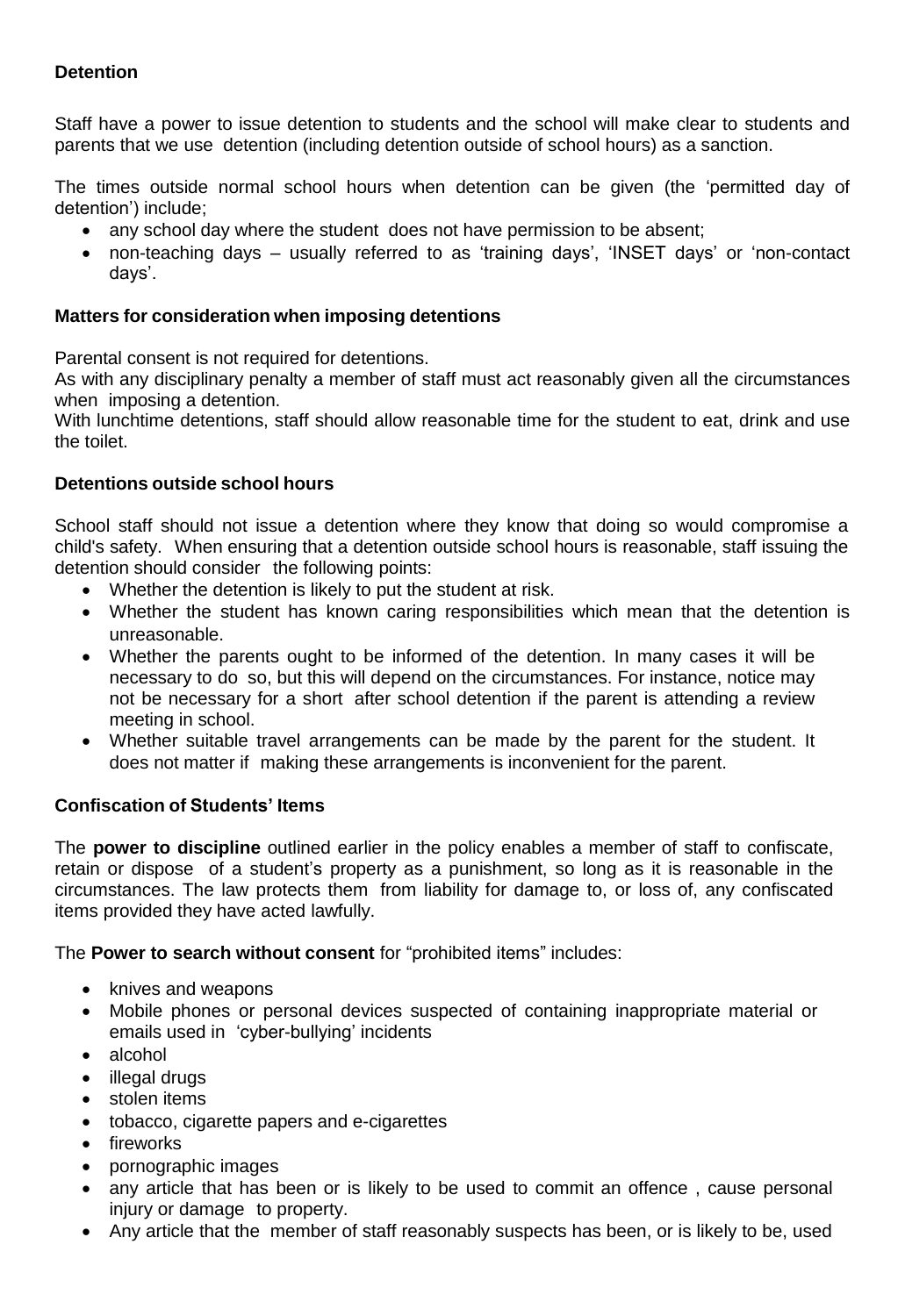**Detention**

Staff have a power to issue detention to students and the school will make clear to students and parents that we use detention (including detention outside of school hours) as a sanction.

The times outside normal school hours when detention can be given (the 'permitted day of detention') include;

- any school day where the student does not have permission to be absent;
- non-teaching days – usually referred to as 'training days', 'INSET days' or 'non-contact days'.

**Matters for consideration when imposing detentions**

Parental consent is not required for detentions.
As with any disciplinary penalty a member of staff must act reasonably given all the circumstances when imposing a detention.
With lunchtime detentions, staff should allow reasonable time for the student to eat, drink and use the toilet.

**Detentions outside school hours**

School staff should not issue a detention where they know that doing so would compromise a child's safety. When ensuring that a detention outside school hours is reasonable, staff issuing the detention should consider the following points:

- Whether the detention is likely to put the student at risk.
- Whether the student has known caring responsibilities which mean that the detention is unreasonable.
- Whether the parents ought to be informed of the detention. In many cases it will be necessary to do so, but this will depend on the circumstances. For instance, notice may not be necessary for a short after school detention if the parent is attending a review meeting in school.
- Whether suitable travel arrangements can be made by the parent for the student. It does not matter if making these arrangements is inconvenient for the parent.

**Confiscation of Students' Items**

The **power to discipline** outlined earlier in the policy enables a member of staff to confiscate, retain or dispose of a student's property as a punishment, so long as it is reasonable in the circumstances. The law protects them from liability for damage to, or loss of, any confiscated items provided they have acted lawfully.

The **Power to search without consent** for "prohibited items" includes:

- knives and weapons
- Mobile phones or personal devices suspected of containing inappropriate material or emails used in 'cyber-bullying' incidents
- alcohol
- illegal drugs
- stolen items
- tobacco, cigarette papers and e-cigarettes
- fireworks
- pornographic images
- any article that has been or is likely to be used to commit an offence , cause personal injury or damage to property.
- Any article that the member of staff reasonably suspects has been, or is likely to be, used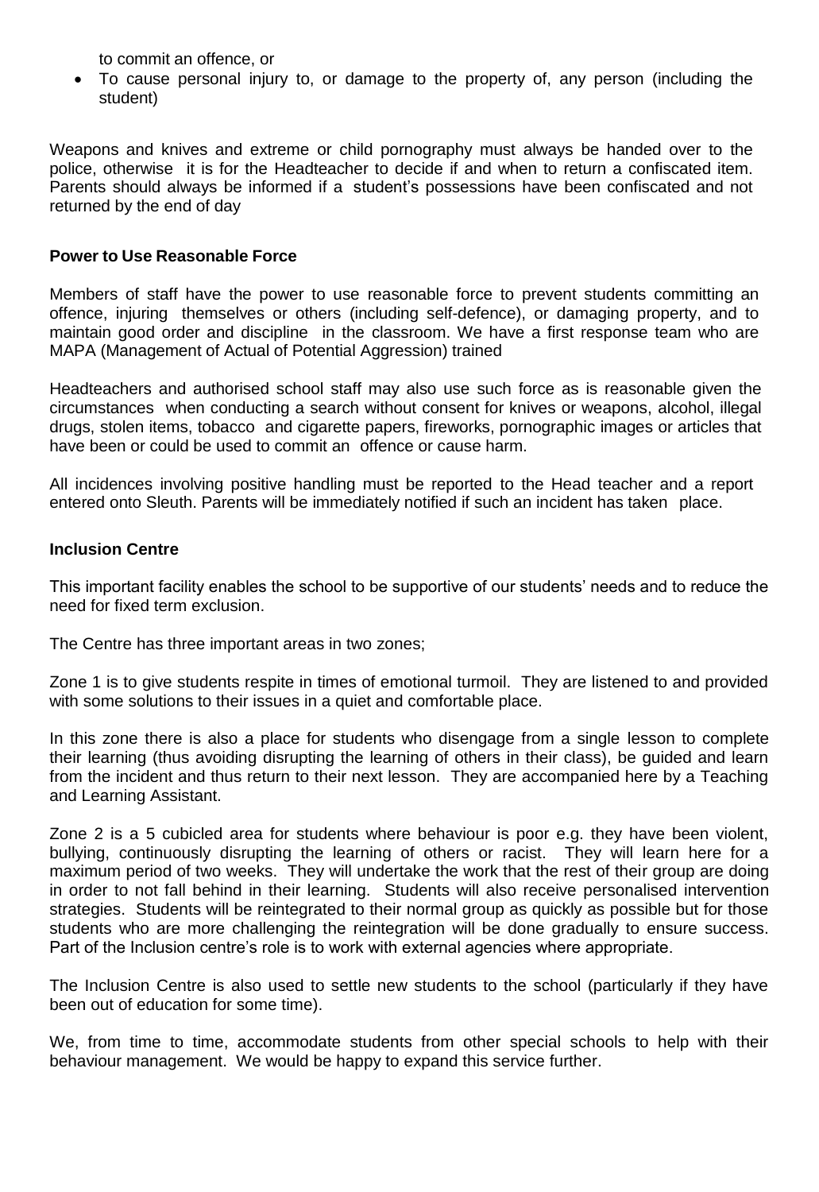to commit an offence, or

- To cause personal injury to, or damage to the property of, any person (including the student)

Weapons and knives and extreme or child pornography must always be handed over to the police, otherwise it is for the Headteacher to decide if and when to return a confiscated item. Parents should always be informed if a student's possessions have been confiscated and not returned by the end of day

**Power to Use Reasonable Force**

Members of staff have the power to use reasonable force to prevent students committing an offence, injuring themselves or others (including self-defence), or damaging property, and to maintain good order and discipline in the classroom. We have a first response team who are MAPA (Management of Actual of Potential Aggression) trained

Headteachers and authorised school staff may also use such force as is reasonable given the circumstances when conducting a search without consent for knives or weapons, alcohol, illegal drugs, stolen items, tobacco and cigarette papers, fireworks, pornographic images or articles that have been or could be used to commit an offence or cause harm.

All incidences involving positive handling must be reported to the Head teacher and a report entered onto Sleuth. Parents will be immediately notified if such an incident has taken place.

**Inclusion Centre**

This important facility enables the school to be supportive of our students' needs and to reduce the need for fixed term exclusion.

The Centre has three important areas in two zones;

Zone 1 is to give students respite in times of emotional turmoil. They are listened to and provided with some solutions to their issues in a quiet and comfortable place.

In this zone there is also a place for students who disengage from a single lesson to complete their learning (thus avoiding disrupting the learning of others in their class), be guided and learn from the incident and thus return to their next lesson. They are accompanied here by a Teaching and Learning Assistant.

Zone 2 is a 5 cubicled area for students where behaviour is poor e.g. they have been violent, bullying, continuously disrupting the learning of others or racist. They will learn here for a maximum period of two weeks. They will undertake the work that the rest of their group are doing in order to not fall behind in their learning. Students will also receive personalised intervention strategies. Students will be reintegrated to their normal group as quickly as possible but for those students who are more challenging the reintegration will be done gradually to ensure success. Part of the Inclusion centre's role is to work with external agencies where appropriate.

The Inclusion Centre is also used to settle new students to the school (particularly if they have been out of education for some time).

We, from time to time, accommodate students from other special schools to help with their behaviour management. We would be happy to expand this service further.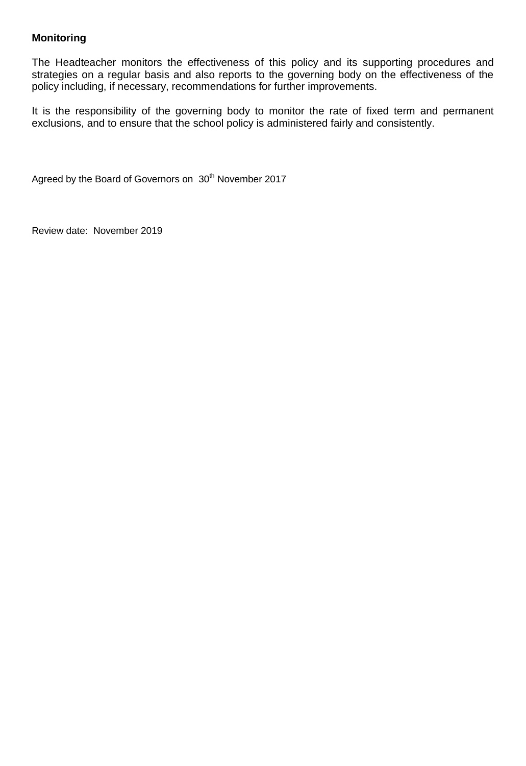**Monitoring**

The Headteacher monitors the effectiveness of this policy and its supporting procedures and strategies on a regular basis and also reports to the governing body on the effectiveness of the policy including, if necessary, recommendations for further improvements.

It is the responsibility of the governing body to monitor the rate of fixed term and permanent exclusions, and to ensure that the school policy is administered fairly and consistently.

Agreed by the Board of Governors on 30th November 2017

Review date: November 2019